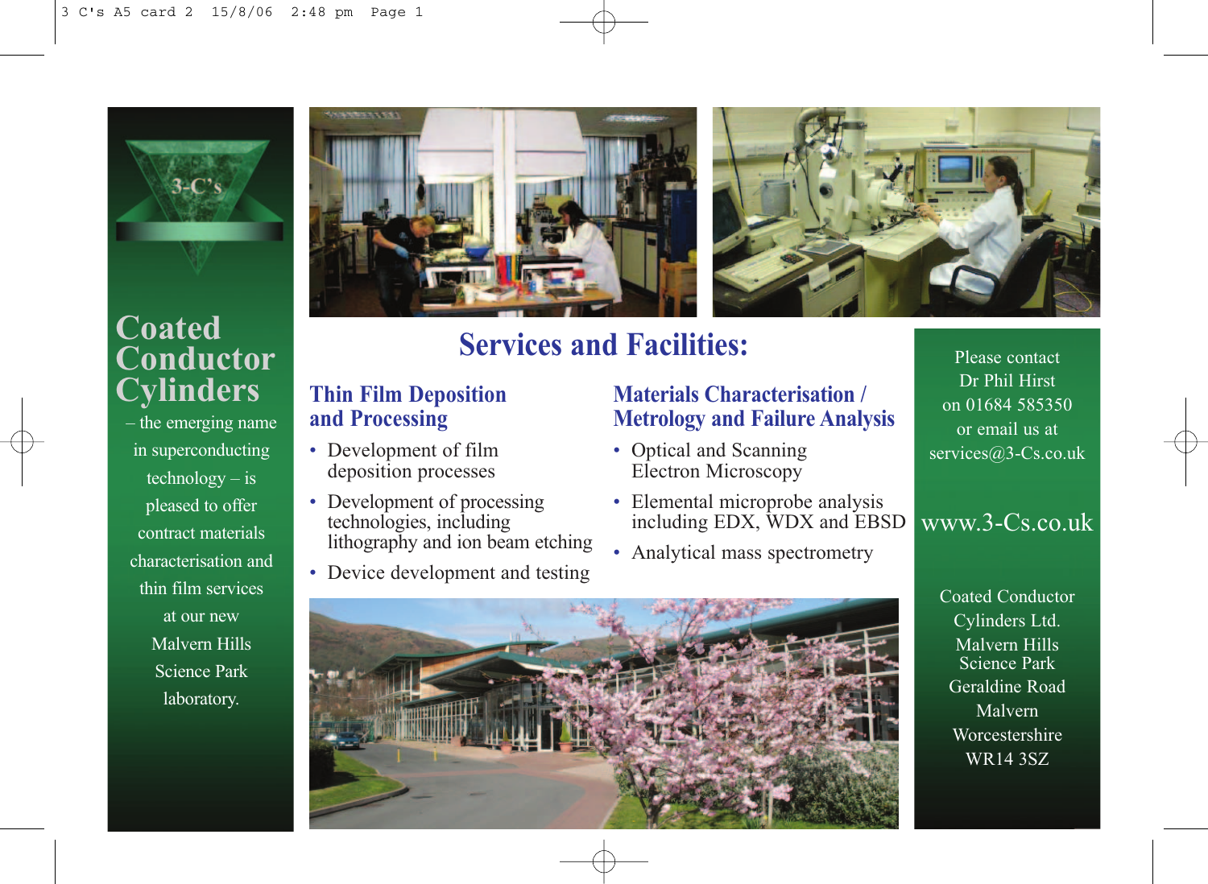3-C's

# Coated Conductor Cylinders

– the emerging name in superconducting technology – is pleased to offer contract materials characterisation and thin film services at our new Malvern Hills Science Park laboratory.

# Services and Facilities:

## Thin Film Deposition and Processing

- Development of film deposition processes
- Development of processing technologies, including lithography and ion beam etching
- Device development and testing

## Materials Characterisation / Metrology and Failure Analysis

- Optical and Scanning Electron Microscopy
- Elemental microprobe analysis including EDX, WDX and EBSD
- Analytical mass spectrometry

Please contact Dr Phil Hirst on 01684 585350 or email us at services@3-Cs.co.uk

www.3-Cs.co.uk

Coated Conductor Cylinders Ltd.
Malvern Hills Science Park
Geraldine Road
Malvern
Worcestershire
WR14 3SZ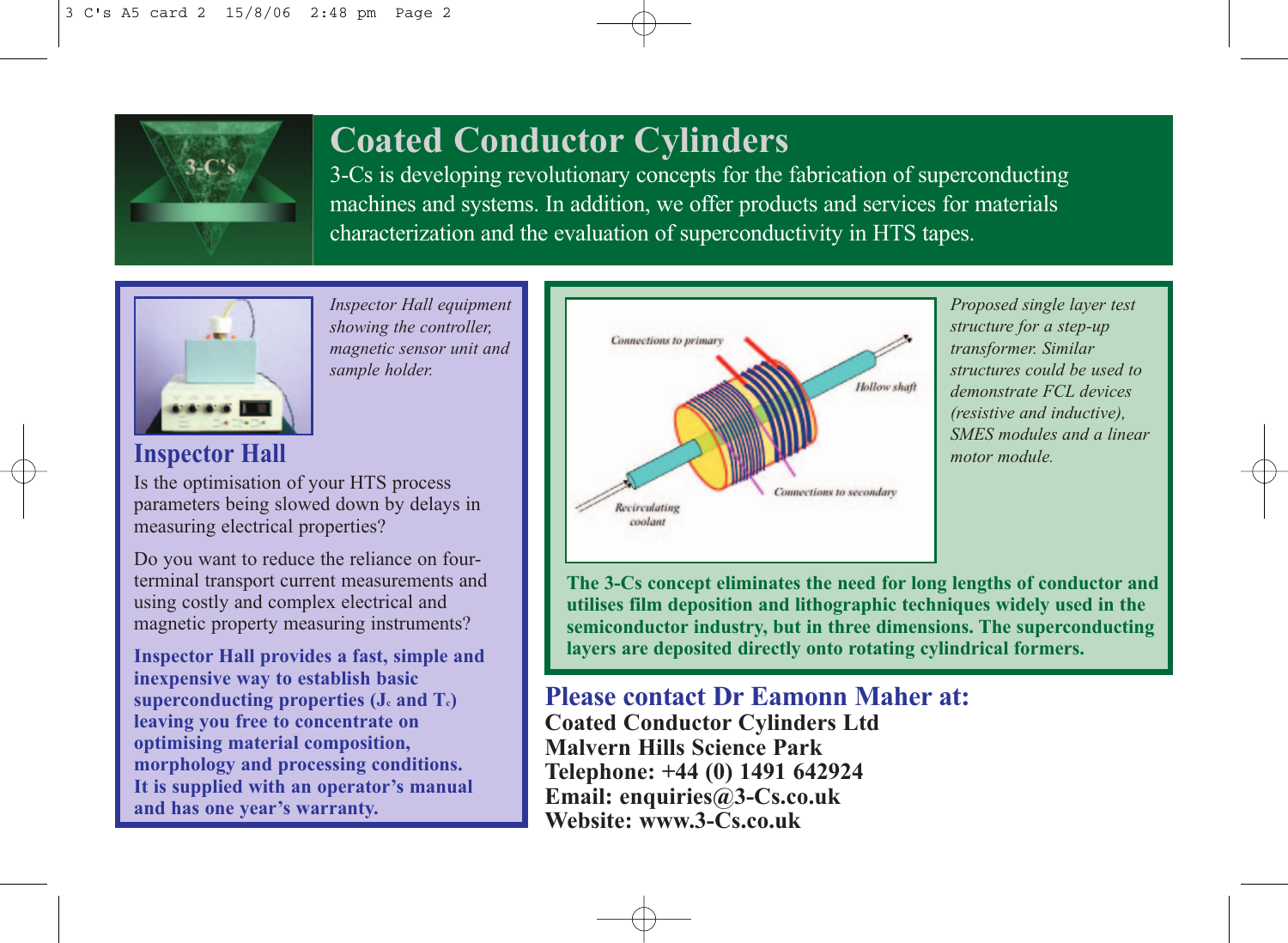# Coated Conductor Cylinders

3-Cs is developing revolutionary concepts for the fabrication of superconducting machines and systems. In addition, we offer products and services for materials characterization and the evaluation of superconductivity in HTS tapes.

*Inspector Hall equipment showing the controller, magnetic sensor unit and sample holder.*

## Inspector Hall

Is the optimisation of your HTS process parameters being slowed down by delays in measuring electrical properties?

Do you want to reduce the reliance on four-terminal transport current measurements and using costly and complex electrical and magnetic property measuring instruments?

**Inspector Hall provides a fast, simple and inexpensive way to establish basic superconducting properties ($J_c$ and $T_c$) leaving you free to concentrate on optimising material composition, morphology and processing conditions. It is supplied with an operator's manual and has one year's warranty.**

Connections to primary

Hollow shaft

Connections to secondary

Recirculating coolant

*Proposed single layer test structure for a step-up transformer. Similar structures could be used to demonstrate FCL devices (resistive and inductive), SMES modules and a linear motor module.*

**The 3-Cs concept eliminates the need for long lengths of conductor and utilises film deposition and lithographic techniques widely used in the semiconductor industry, but in three dimensions. The superconducting layers are deposited directly onto rotating cylindrical formers.**

## Please contact Dr Eamonn Maher at:

**Coated Conductor Cylinders Ltd**
**Malvern Hills Science Park**
**Telephone: +44 (0) 1491 642924**
**Email: enquiries@3-Cs.co.uk**
**Website: www.3-Cs.co.uk**